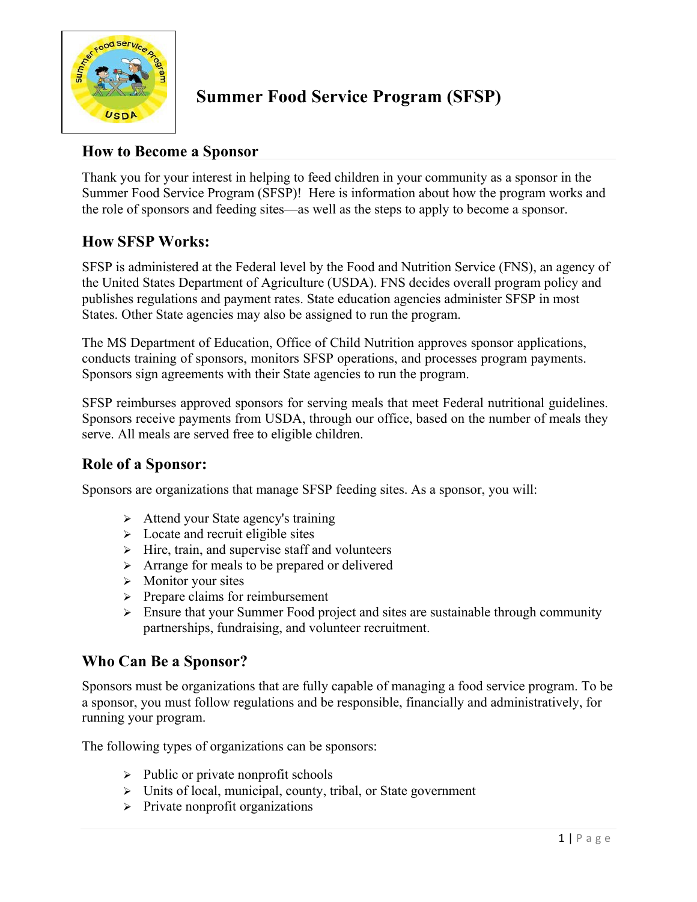# Summer Food Service Program (SFSP)

## How to Become a Sponsor

Thank you for your interest in helping to feed children in your community as a sponsor in the Summer Food Service Program (SFSP)! Here is information about how the program works and the role of sponsors and feeding sites—as well as the steps to apply to become a sponsor.

## How SFSP Works:

SFSP is administered at the Federal level by the Food and Nutrition Service (FNS), an agency of the United States Department of Agriculture (USDA). FNS decides overall program policy and publishes regulations and payment rates. State education agencies administer SFSP in most States. Other State agencies may also be assigned to run the program.

The MS Department of Education, Office of Child Nutrition approves sponsor applications, conducts training of sponsors, monitors SFSP operations, and processes program payments. Sponsors sign agreements with their State agencies to run the program.

SFSP reimburses approved sponsors for serving meals that meet Federal nutritional guidelines. Sponsors receive payments from USDA, through our office, based on the number of meals they serve. All meals are served free to eligible children.

## Role of a Sponsor:

Sponsors are organizations that manage SFSP feeding sites. As a sponsor, you will:

- Attend your State agency's training
- Locate and recruit eligible sites
- Hire, train, and supervise staff and volunteers
- Arrange for meals to be prepared or delivered
- Monitor your sites
- Prepare claims for reimbursement
- Ensure that your Summer Food project and sites are sustainable through community partnerships, fundraising, and volunteer recruitment.

## Who Can Be a Sponsor?

Sponsors must be organizations that are fully capable of managing a food service program. To be a sponsor, you must follow regulations and be responsible, financially and administratively, for running your program.

The following types of organizations can be sponsors:

- Public or private nonprofit schools
- Units of local, municipal, county, tribal, or State government
- Private nonprofit organizations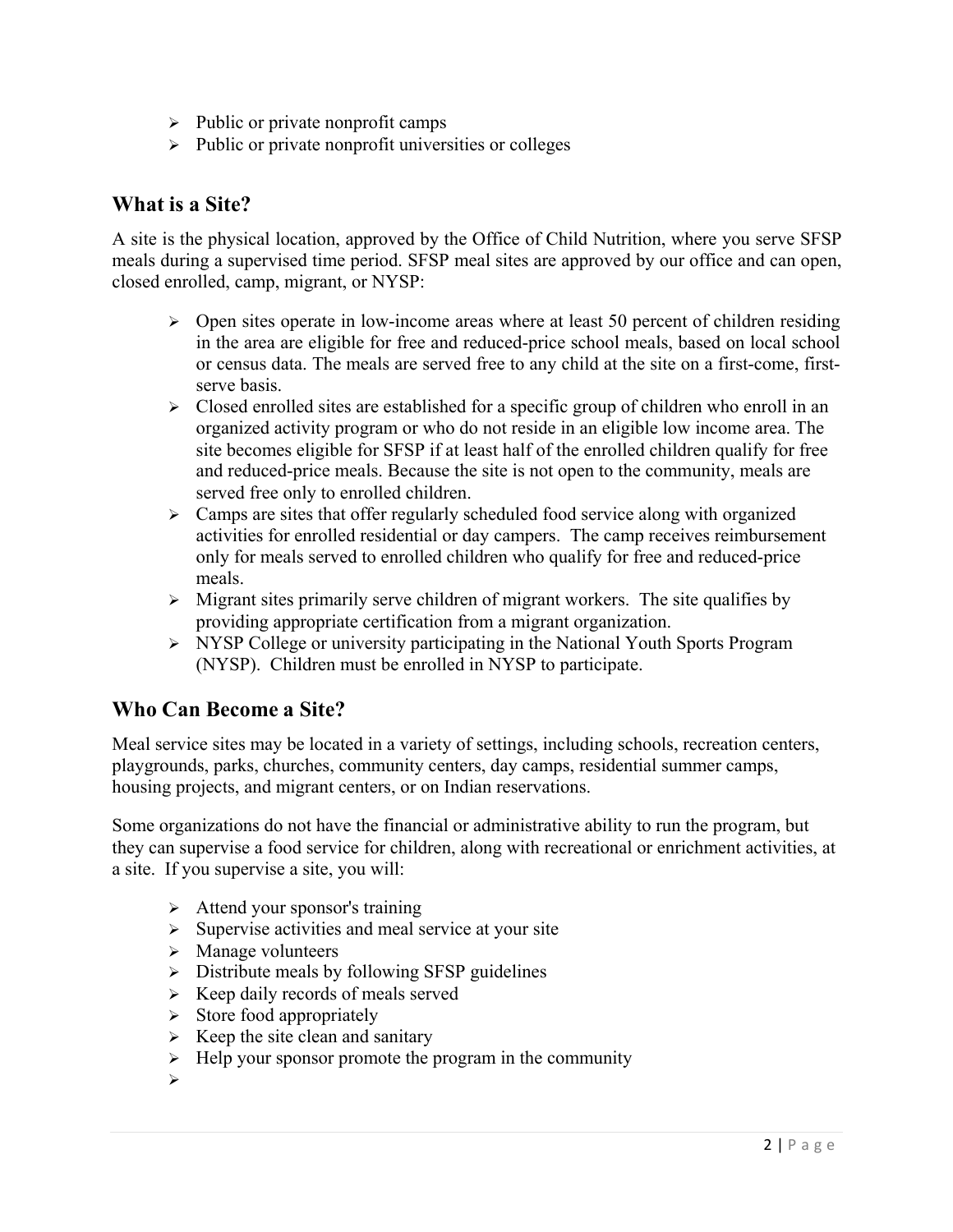- Public or private nonprofit camps
- Public or private nonprofit universities or colleges

## What is a Site?

A site is the physical location, approved by the Office of Child Nutrition, where you serve SFSP meals during a supervised time period. SFSP meal sites are approved by our office and can open, closed enrolled, camp, migrant, or NYSP:

- Open sites operate in low-income areas where at least 50 percent of children residing in the area are eligible for free and reduced-price school meals, based on local school or census data. The meals are served free to any child at the site on a first-come, first-serve basis.
- Closed enrolled sites are established for a specific group of children who enroll in an organized activity program or who do not reside in an eligible low income area. The site becomes eligible for SFSP if at least half of the enrolled children qualify for free and reduced-price meals. Because the site is not open to the community, meals are served free only to enrolled children.
- Camps are sites that offer regularly scheduled food service along with organized activities for enrolled residential or day campers. The camp receives reimbursement only for meals served to enrolled children who qualify for free and reduced-price meals.
- Migrant sites primarily serve children of migrant workers. The site qualifies by providing appropriate certification from a migrant organization.
- NYSP College or university participating in the National Youth Sports Program (NYSP). Children must be enrolled in NYSP to participate.

## Who Can Become a Site?

Meal service sites may be located in a variety of settings, including schools, recreation centers, playgrounds, parks, churches, community centers, day camps, residential summer camps, housing projects, and migrant centers, or on Indian reservations.

Some organizations do not have the financial or administrative ability to run the program, but they can supervise a food service for children, along with recreational or enrichment activities, at a site. If you supervise a site, you will:

- Attend your sponsor's training
- Supervise activities and meal service at your site
- Manage volunteers
- Distribute meals by following SFSP guidelines
- Keep daily records of meals served
- Store food appropriately
- Keep the site clean and sanitary
- Help your sponsor promote the program in the community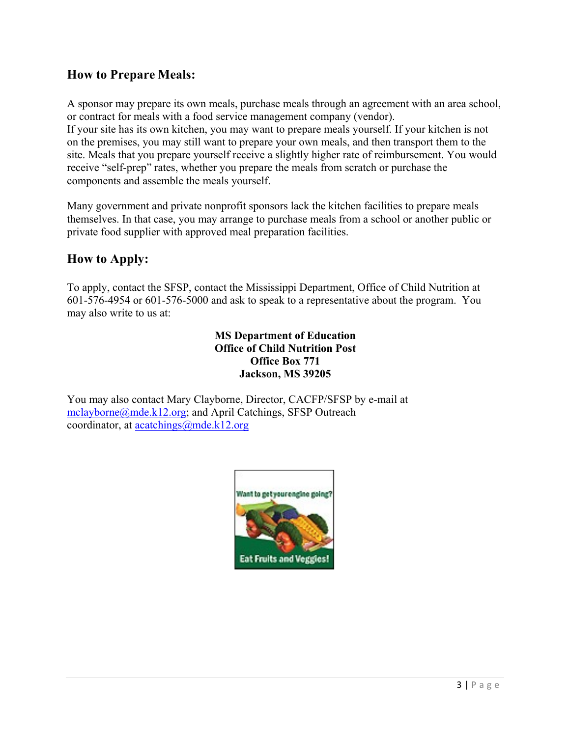## How to Prepare Meals:

A sponsor may prepare its own meals, purchase meals through an agreement with an area school, or contract for meals with a food service management company (vendor).
If your site has its own kitchen, you may want to prepare meals yourself. If your kitchen is not on the premises, you may still want to prepare your own meals, and then transport them to the site. Meals that you prepare yourself receive a slightly higher rate of reimbursement. You would receive "self-prep" rates, whether you prepare the meals from scratch or purchase the components and assemble the meals yourself.

Many government and private nonprofit sponsors lack the kitchen facilities to prepare meals themselves. In that case, you may arrange to purchase meals from a school or another public or private food supplier with approved meal preparation facilities.

## How to Apply:

To apply, contact the SFSP, contact the Mississippi Department, Office of Child Nutrition at 601-576-4954 or 601-576-5000 and ask to speak to a representative about the program. You may also write to us at:

**MS Department of Education**
**Office of Child Nutrition Post**
**Office Box 771**
**Jackson, MS 39205**

You may also contact Mary Clayborne, Director, CACFP/SFSP by e-mail at mclayborne@mde.k12.org; and April Catchings, SFSP Outreach coordinator, at acatchings@mde.k12.org

Want to get your engine going?

Eat Fruits and Veggies!